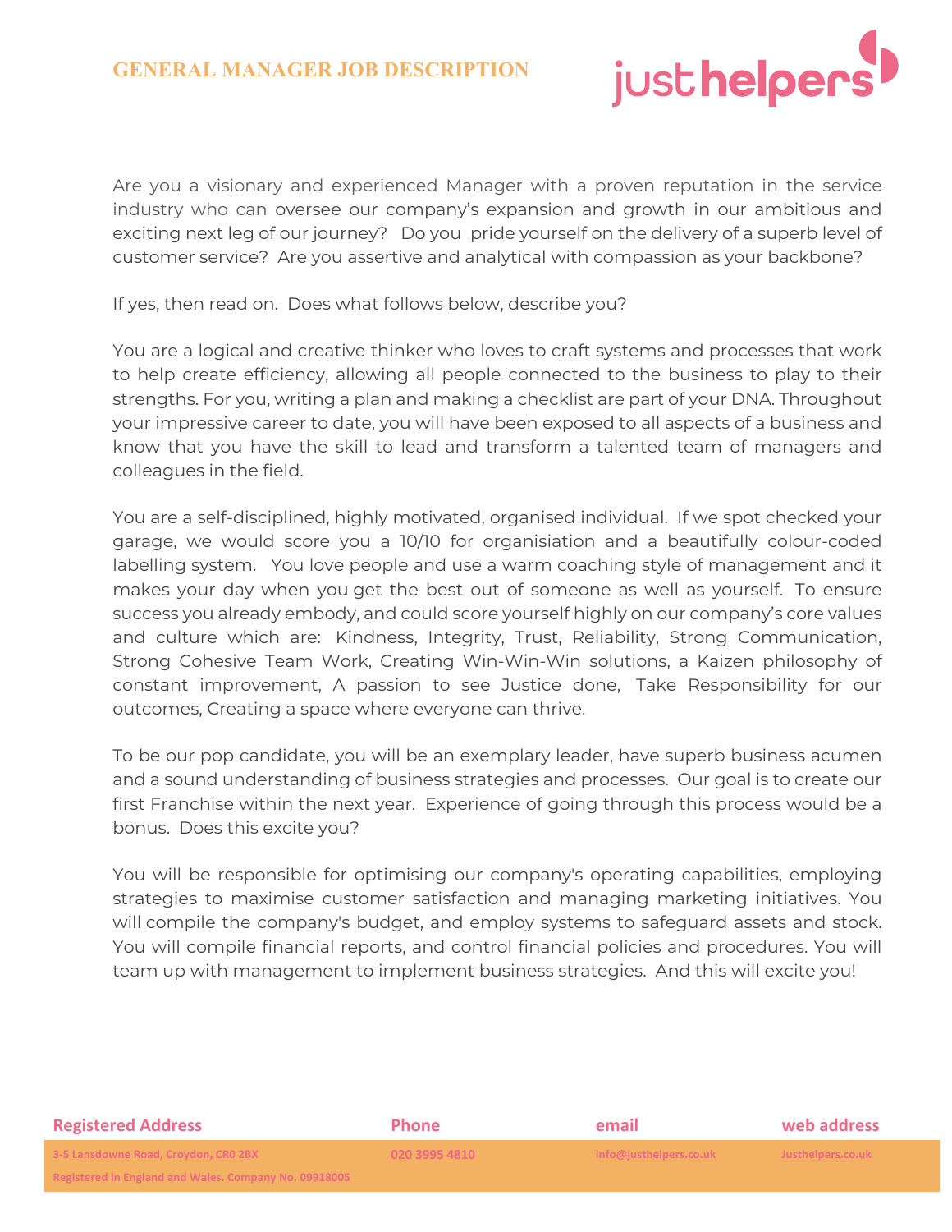# GENERAL MANAGER JOB DESCRIPTION

justhelpers

Are you a visionary and experienced Manager with a proven reputation in the service industry who can oversee our company's expansion and growth in our ambitious and exciting next leg of our journey? Do you pride yourself on the delivery of a superb level of customer service? Are you assertive and analytical with compassion as your backbone?

If yes, then read on. Does what follows below, describe you?

You are a logical and creative thinker who loves to craft systems and processes that work to help create efficiency, allowing all people connected to the business to play to their strengths. For you, writing a plan and making a checklist are part of your DNA. Throughout your impressive career to date, you will have been exposed to all aspects of a business and know that you have the skill to lead and transform a talented team of managers and colleagues in the field.

You are a self-disciplined, highly motivated, organised individual. If we spot checked your garage, we would score you a 10/10 for organisiation and a beautifully colour-coded labelling system. You love people and use a warm coaching style of management and it makes your day when you get the best out of someone as well as yourself. To ensure success you already embody, and could score yourself highly on our company's core values and culture which are: Kindness, Integrity, Trust, Reliability, Strong Communication, Strong Cohesive Team Work, Creating Win-Win-Win solutions, a Kaizen philosophy of constant improvement, A passion to see Justice done, Take Responsibility for our outcomes, Creating a space where everyone can thrive.

To be our pop candidate, you will be an exemplary leader, have superb business acumen and a sound understanding of business strategies and processes. Our goal is to create our first Franchise within the next year. Experience of going through this process would be a bonus. Does this excite you?

You will be responsible for optimising our company's operating capabilities, employing strategies to maximise customer satisfaction and managing marketing initiatives. You will compile the company's budget, and employ systems to safeguard assets and stock. You will compile financial reports, and control financial policies and procedures. You will team up with management to implement business strategies. And this will excite you!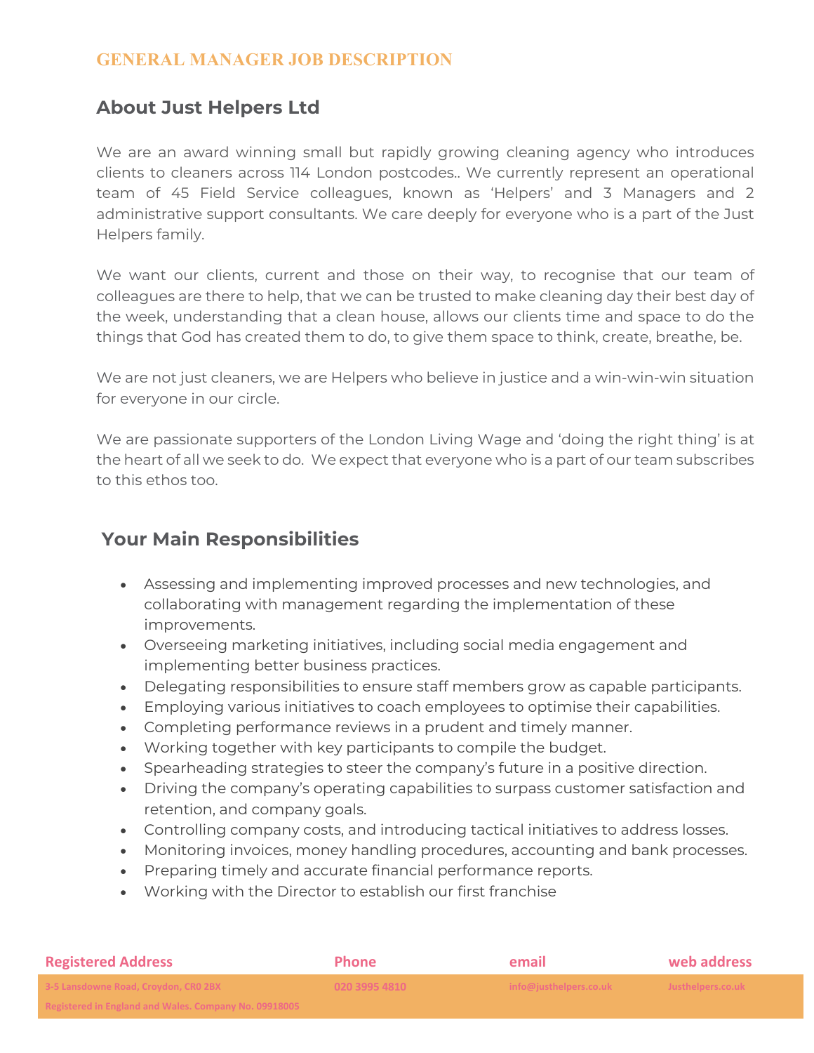## GENERAL MANAGER JOB DESCRIPTION

## About Just Helpers Ltd

We are an award winning small but rapidly growing cleaning agency who introduces clients to cleaners across 114 London postcodes.. We currently represent an operational team of 45 Field Service colleagues, known as 'Helpers' and 3 Managers and 2 administrative support consultants. We care deeply for everyone who is a part of the Just Helpers family.

We want our clients, current and those on their way, to recognise that our team of colleagues are there to help, that we can be trusted to make cleaning day their best day of the week, understanding that a clean house, allows our clients time and space to do the things that God has created them to do, to give them space to think, create, breathe, be.

We are not just cleaners, we are Helpers who believe in justice and a win-win-win situation for everyone in our circle.

We are passionate supporters of the London Living Wage and 'doing the right thing' is at the heart of all we seek to do. We expect that everyone who is a part of our team subscribes to this ethos too.

## Your Main Responsibilities

- Assessing and implementing improved processes and new technologies, and collaborating with management regarding the implementation of these improvements.
- Overseeing marketing initiatives, including social media engagement and implementing better business practices.
- Delegating responsibilities to ensure staff members grow as capable participants.
- Employing various initiatives to coach employees to optimise their capabilities.
- Completing performance reviews in a prudent and timely manner.
- Working together with key participants to compile the budget.
- Spearheading strategies to steer the company's future in a positive direction.
- Driving the company's operating capabilities to surpass customer satisfaction and retention, and company goals.
- Controlling company costs, and introducing tactical initiatives to address losses.
- Monitoring invoices, money handling procedures, accounting and bank processes.
- Preparing timely and accurate financial performance reports.
- Working with the Director to establish our first franchise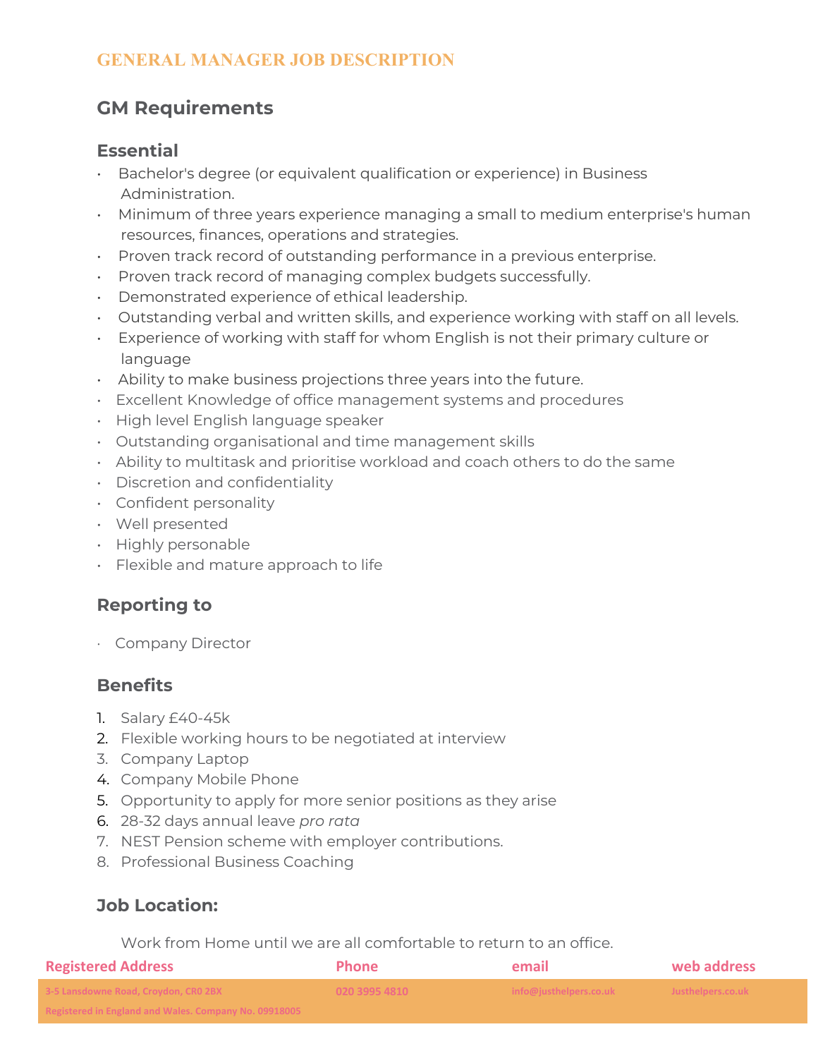# GENERAL MANAGER JOB DESCRIPTION

## GM Requirements

### Essential

- Bachelor's degree (or equivalent qualification or experience) in Business Administration.
- Minimum of three years experience managing a small to medium enterprise's human resources, finances, operations and strategies.
- Proven track record of outstanding performance in a previous enterprise.
- Proven track record of managing complex budgets successfully.
- Demonstrated experience of ethical leadership.
- Outstanding verbal and written skills, and experience working with staff on all levels.
- Experience of working with staff for whom English is not their primary culture or language
- Ability to make business projections three years into the future.
- Excellent Knowledge of office management systems and procedures
- High level English language speaker
- Outstanding organisational and time management skills
- Ability to multitask and prioritise workload and coach others to do the same
- Discretion and confidentiality
- Confident personality
- Well presented
- Highly personable
- Flexible and mature approach to life

### Reporting to

- Company Director

### Benefits

1. Salary £40-45k
2. Flexible working hours to be negotiated at interview
3. Company Laptop
4. Company Mobile Phone
5. Opportunity to apply for more senior positions as they arise
6. 28-32 days annual leave *pro rata*
7. NEST Pension scheme with employer contributions.
8. Professional Business Coaching

### Job Location:

Work from Home until we are all comfortable to return to an office.

| Registered Address | Phone | email | web address |
|---|---|---|---|
| 3-5 Lansdowne Road, Croydon, CR0 2BX | 020 3995 4810 | info@justhelpers.co.uk | Justhelpers.co.uk |
| Registered in England and Wales. Company No. 09918005 | | | |